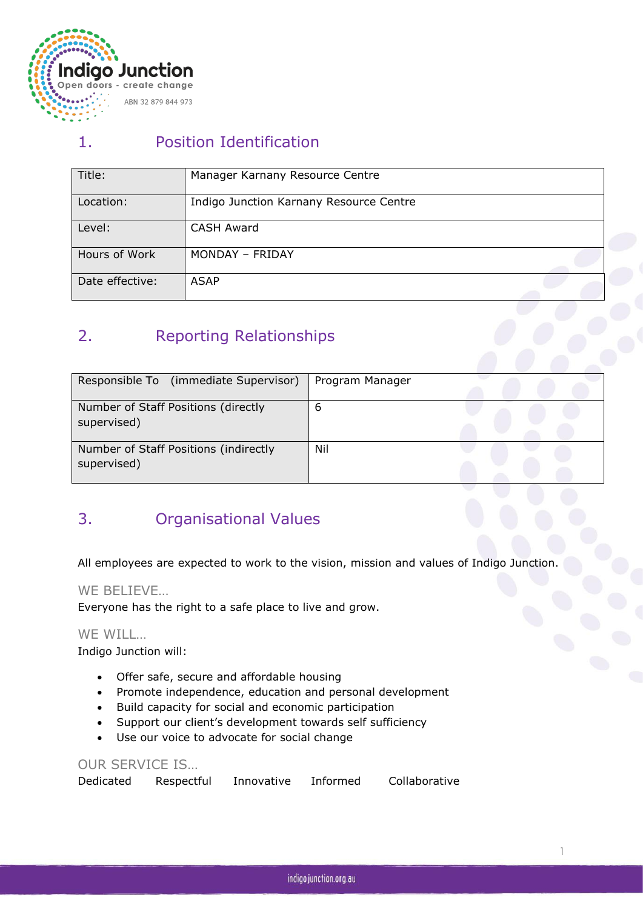Indigo Junction

Open doors - create change

ABN 32 879 844 973

## 1. Position Identification

| Title: | Manager Karnany Resource Centre |
|---|---|
| Location: | Indigo Junction Karnany Resource Centre |
| Level: | CASH Award |
| Hours of Work | MONDAY – FRIDAY |
| Date effective: | ASAP |

## 2. Reporting Relationships

| Responsible To (immediate Supervisor) | Program Manager |
|---|---|
| Number of Staff Positions (directly supervised) | 6 |
| Number of Staff Positions (indirectly supervised) | Nil |

## 3. Organisational Values

All employees are expected to work to the vision, mission and values of Indigo Junction.

### WE BELIEVE…

Everyone has the right to a safe place to live and grow.

### WE WILL…

Indigo Junction will:

- Offer safe, secure and affordable housing
- Promote independence, education and personal development
- Build capacity for social and economic participation
- Support our client's development towards self sufficiency
- Use our voice to advocate for social change

### OUR SERVICE IS…

Dedicated Respectful Innovative Informed Collaborative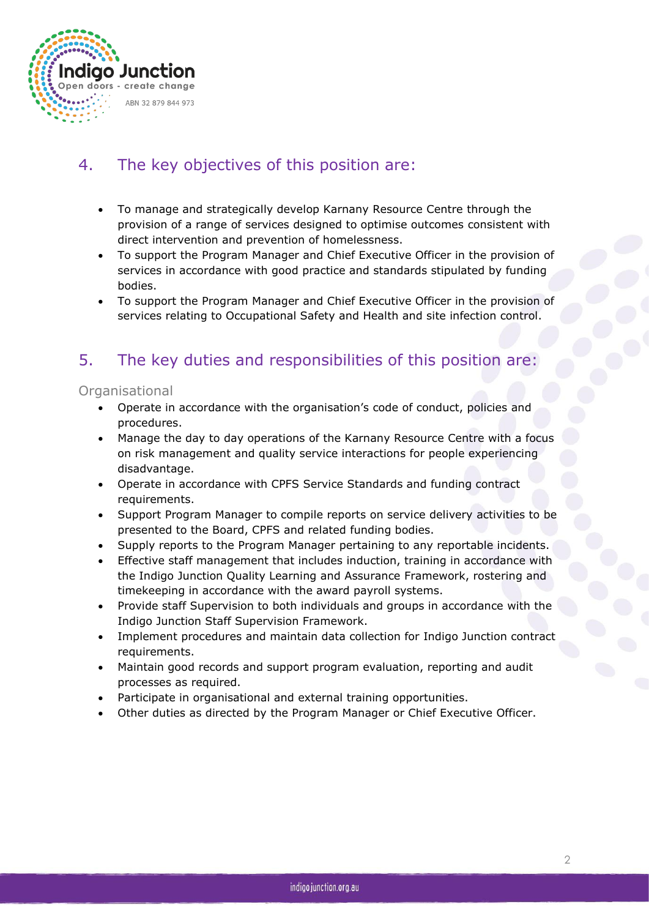## 4. The key objectives of this position are:

- To manage and strategically develop Karnany Resource Centre through the provision of a range of services designed to optimise outcomes consistent with direct intervention and prevention of homelessness.
- To support the Program Manager and Chief Executive Officer in the provision of services in accordance with good practice and standards stipulated by funding bodies.
- To support the Program Manager and Chief Executive Officer in the provision of services relating to Occupational Safety and Health and site infection control.

## 5. The key duties and responsibilities of this position are:

### Organisational

- Operate in accordance with the organisation's code of conduct, policies and procedures.
- Manage the day to day operations of the Karnany Resource Centre with a focus on risk management and quality service interactions for people experiencing disadvantage.
- Operate in accordance with CPFS Service Standards and funding contract requirements.
- Support Program Manager to compile reports on service delivery activities to be presented to the Board, CPFS and related funding bodies.
- Supply reports to the Program Manager pertaining to any reportable incidents.
- Effective staff management that includes induction, training in accordance with the Indigo Junction Quality Learning and Assurance Framework, rostering and timekeeping in accordance with the award payroll systems.
- Provide staff Supervision to both individuals and groups in accordance with the Indigo Junction Staff Supervision Framework.
- Implement procedures and maintain data collection for Indigo Junction contract requirements.
- Maintain good records and support program evaluation, reporting and audit processes as required.
- Participate in organisational and external training opportunities.
- Other duties as directed by the Program Manager or Chief Executive Officer.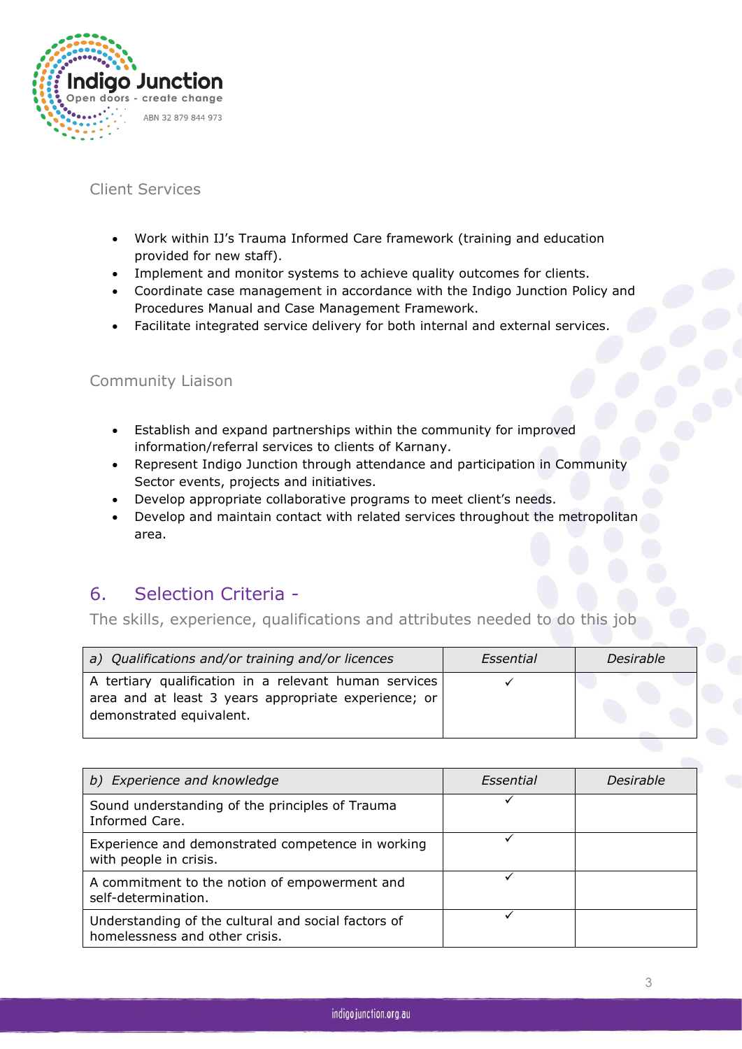### Client Services

- Work within IJ's Trauma Informed Care framework (training and education provided for new staff).
- Implement and monitor systems to achieve quality outcomes for clients.
- Coordinate case management in accordance with the Indigo Junction Policy and Procedures Manual and Case Management Framework.
- Facilitate integrated service delivery for both internal and external services.

### Community Liaison

- Establish and expand partnerships within the community for improved information/referral services to clients of Karnany.
- Represent Indigo Junction through attendance and participation in Community Sector events, projects and initiatives.
- Develop appropriate collaborative programs to meet client's needs.
- Develop and maintain contact with related services throughout the metropolitan area.

## 6. Selection Criteria -

The skills, experience, qualifications and attributes needed to do this job

| *a) Qualifications and/or training and/or licences* | *Essential* | *Desirable* |
|---|---|---|
| A tertiary qualification in a relevant human services area and at least 3 years appropriate experience; or demonstrated equivalent. | ✓ | |

| *b) Experience and knowledge* | *Essential* | *Desirable* |
|---|---|---|
| Sound understanding of the principles of Trauma Informed Care. | ✓ | |
| Experience and demonstrated competence in working with people in crisis. | ✓ | |
| A commitment to the notion of empowerment and self-determination. | ✓ | |
| Understanding of the cultural and social factors of homelessness and other crisis. | ✓ | |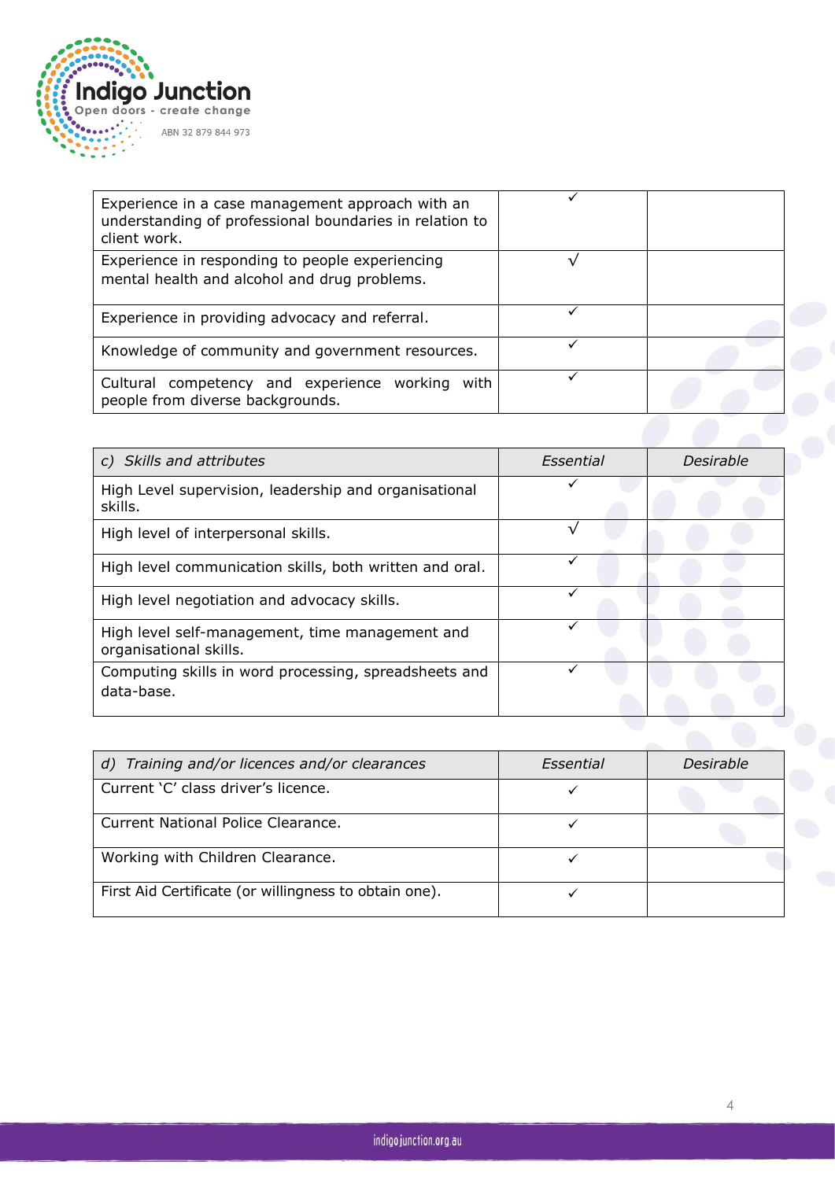| | | |
|---|---|---|
| Experience in a case management approach with an understanding of professional boundaries in relation to client work. | ✓ | |
| Experience in responding to people experiencing mental health and alcohol and drug problems. | √ | |
| Experience in providing advocacy and referral. | ✓ | |
| Knowledge of community and government resources. | ✓ | |
| Cultural competency and experience working with people from diverse backgrounds. | ✓ | |

| *c) Skills and attributes* | *Essential* | *Desirable* |
|---|---|---|
| High Level supervision, leadership and organisational skills. | ✓ | |
| High level of interpersonal skills. | √ | |
| High level communication skills, both written and oral. | ✓ | |
| High level negotiation and advocacy skills. | ✓ | |
| High level self-management, time management and organisational skills. | ✓ | |
| Computing skills in word processing, spreadsheets and data-base. | ✓ | |

| *d) Training and/or licences and/or clearances* | *Essential* | *Desirable* |
|---|---|---|
| Current 'C' class driver's licence. | ✓ | |
| Current National Police Clearance. | ✓ | |
| Working with Children Clearance. | ✓ | |
| First Aid Certificate (or willingness to obtain one). | ✓ | |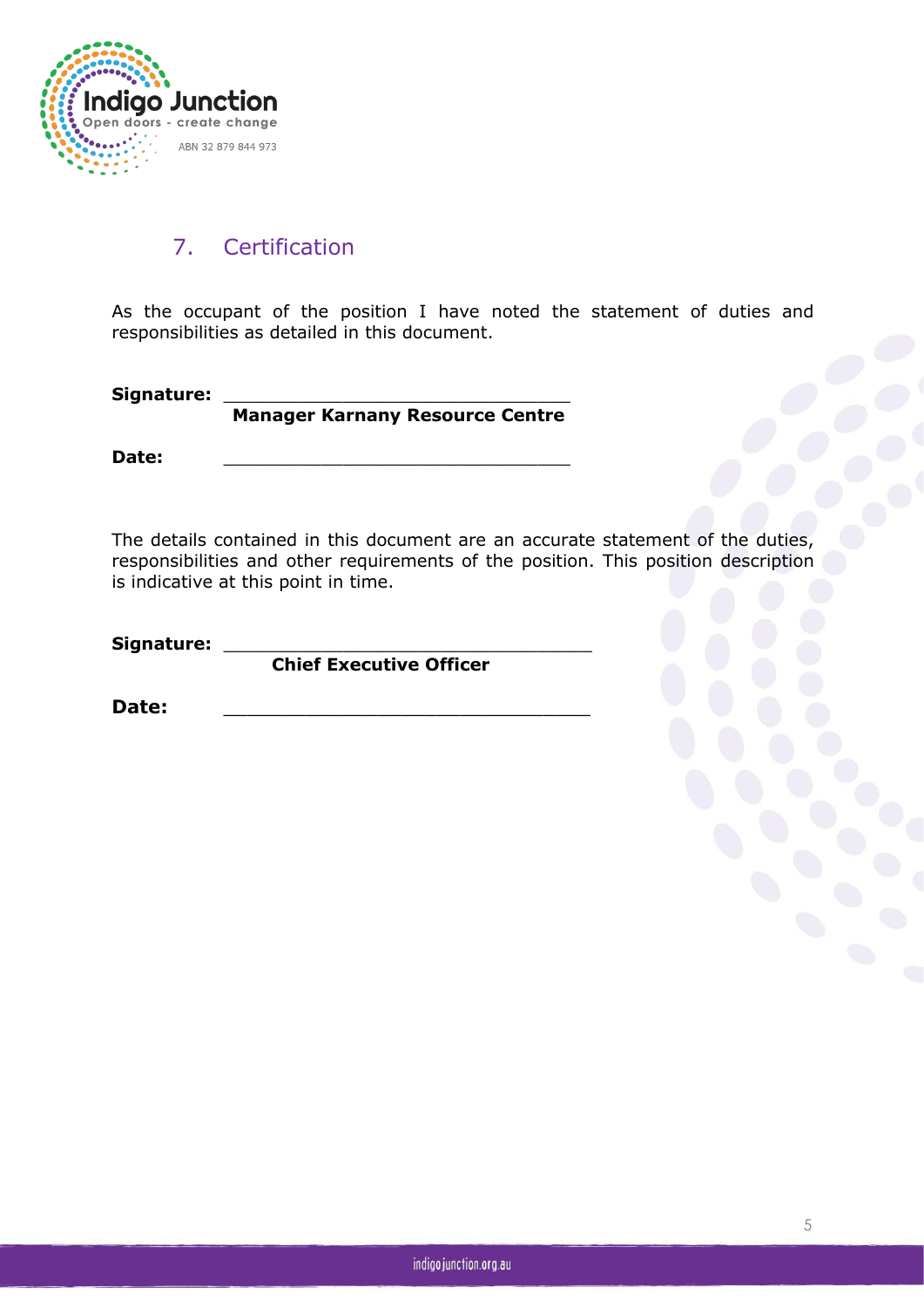## 7. Certification

As the occupant of the position I have noted the statement of duties and responsibilities as detailed in this document.

**Signature:** ________________________________
**Manager Karnany Resource Centre**

**Date:** ________________________________

The details contained in this document are an accurate statement of the duties, responsibilities and other requirements of the position. This position description is indicative at this point in time.

**Signature:** ________________________________
**Chief Executive Officer**

**Date:** ________________________________